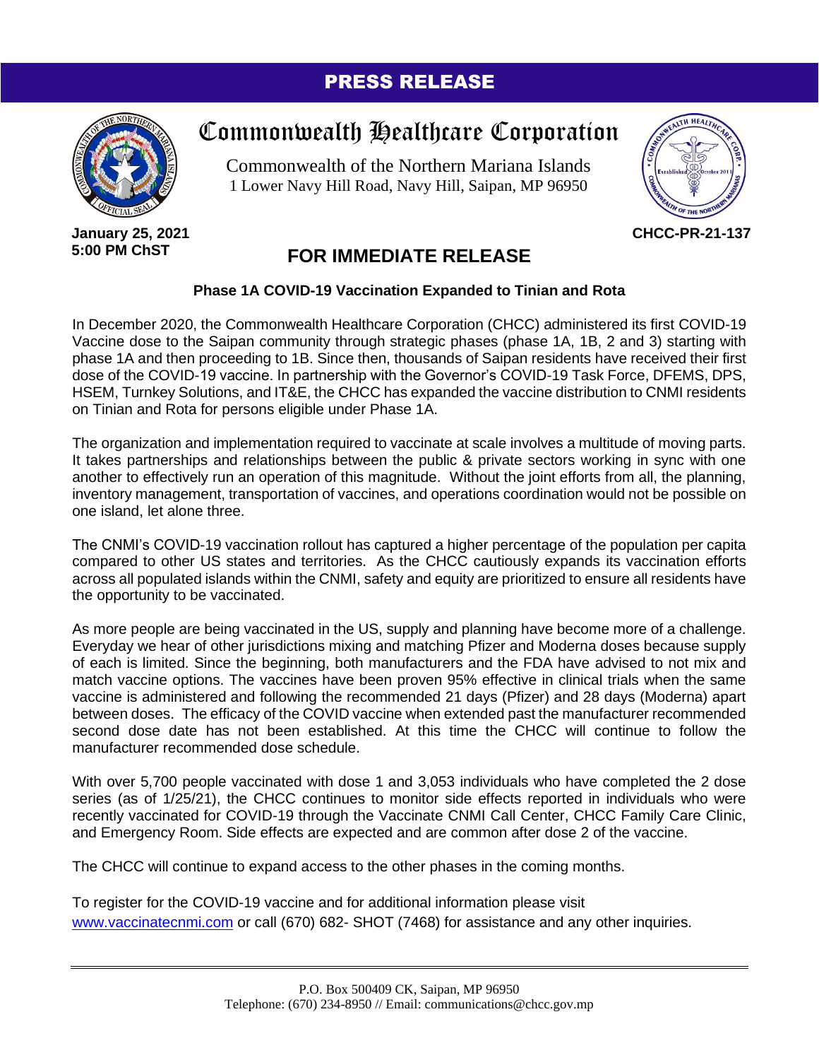# PRESS RELEASE

## Commonwealth Healthcare Corporation

Commonwealth of the Northern Mariana Islands
1 Lower Navy Hill Road, Navy Hill, Saipan, MP 96950

**January 25, 2021**
**5:00 PM ChST**

**CHCC-PR-21-137**

## FOR IMMEDIATE RELEASE

### Phase 1A COVID-19 Vaccination Expanded to Tinian and Rota

In December 2020, the Commonwealth Healthcare Corporation (CHCC) administered its first COVID-19 Vaccine dose to the Saipan community through strategic phases (phase 1A, 1B, 2 and 3) starting with phase 1A and then proceeding to 1B. Since then, thousands of Saipan residents have received their first dose of the COVID-19 vaccine. In partnership with the Governor's COVID-19 Task Force, DFEMS, DPS, HSEM, Turnkey Solutions, and IT&E, the CHCC has expanded the vaccine distribution to CNMI residents on Tinian and Rota for persons eligible under Phase 1A.

The organization and implementation required to vaccinate at scale involves a multitude of moving parts. It takes partnerships and relationships between the public & private sectors working in sync with one another to effectively run an operation of this magnitude. Without the joint efforts from all, the planning, inventory management, transportation of vaccines, and operations coordination would not be possible on one island, let alone three.

The CNMI's COVID-19 vaccination rollout has captured a higher percentage of the population per capita compared to other US states and territories. As the CHCC cautiously expands its vaccination efforts across all populated islands within the CNMI, safety and equity are prioritized to ensure all residents have the opportunity to be vaccinated.

As more people are being vaccinated in the US, supply and planning have become more of a challenge. Everyday we hear of other jurisdictions mixing and matching Pfizer and Moderna doses because supply of each is limited. Since the beginning, both manufacturers and the FDA have advised to not mix and match vaccine options. The vaccines have been proven 95% effective in clinical trials when the same vaccine is administered and following the recommended 21 days (Pfizer) and 28 days (Moderna) apart between doses. The efficacy of the COVID vaccine when extended past the manufacturer recommended second dose date has not been established. At this time the CHCC will continue to follow the manufacturer recommended dose schedule.

With over 5,700 people vaccinated with dose 1 and 3,053 individuals who have completed the 2 dose series (as of 1/25/21), the CHCC continues to monitor side effects reported in individuals who were recently vaccinated for COVID-19 through the Vaccinate CNMI Call Center, CHCC Family Care Clinic, and Emergency Room. Side effects are expected and are common after dose 2 of the vaccine.

The CHCC will continue to expand access to the other phases in the coming months.

To register for the COVID-19 vaccine and for additional information please visit www.vaccinatecnmi.com or call (670) 682- SHOT (7468) for assistance and any other inquiries.

---

P.O. Box 500409 CK, Saipan, MP 96950
Telephone: (670) 234-8950 // Email: communications@chcc.gov.mp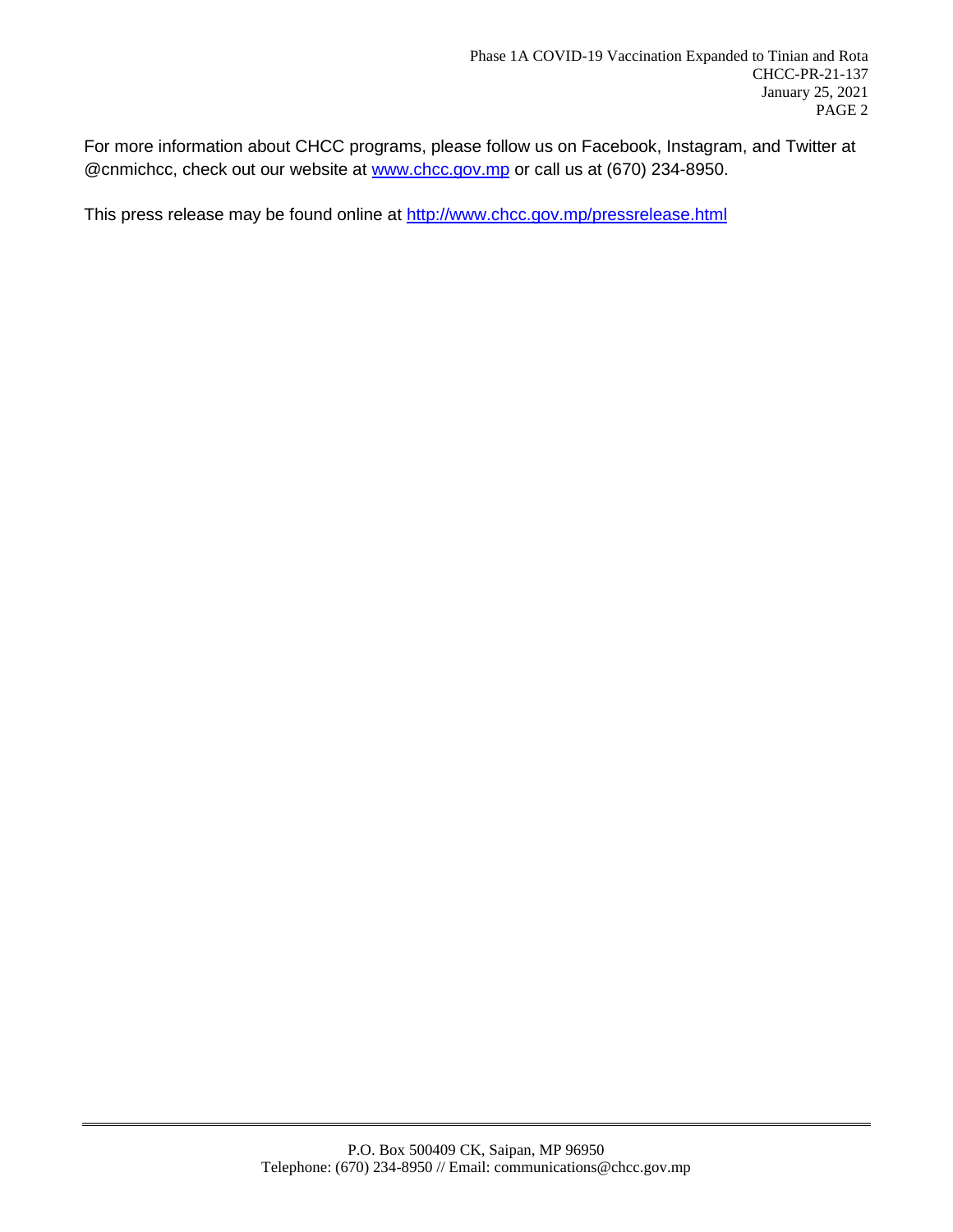For more information about CHCC programs, please follow us on Facebook, Instagram, and Twitter at @cnmichcc, check out our website at [www.chcc.gov.mp](http://www.chcc.gov.mp) or call us at (670) 234-8950.

This press release may be found online at [http://www.chcc.gov.mp/pressrelease.html](http://www.chcc.gov.mp/pressrelease.html)